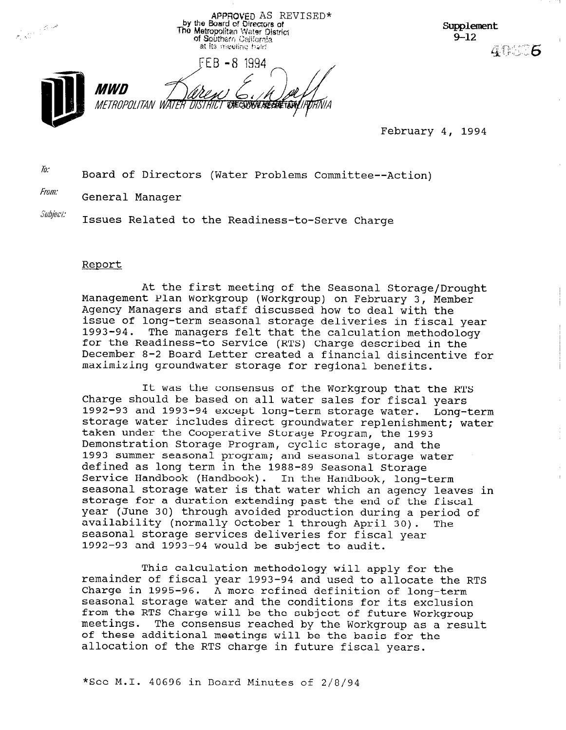APPROVED AS REVISED*
by the Board of Directors of
The Metropolitan Water District
of Southern California
at its meeting held

FEB - 8 1994

EXECUTIVE SECRETARY

Supplement 9-12

40696

**MWD**
METROPOLITAN WATER DISTRICT OF SOUTHERN CALIFORNIA

February 4, 1994

*To:* Board of Directors (Water Problems Committee--Action)

*From:* General Manager

*Subject:* Issues Related to the Readiness-to-Serve Charge

## Report

At the first meeting of the Seasonal Storage/Drought Management Plan Workgroup (Workgroup) on February 3, Member Agency Managers and staff discussed how to deal with the issue of long-term seasonal storage deliveries in fiscal year 1993-94. The managers felt that the calculation methodology for the Readiness-to Service (RTS) Charge described in the December 8-2 Board Letter created a financial disincentive for maximizing groundwater storage for regional benefits.

It was the consensus of the Workgroup that the RTS Charge should be based on all water sales for fiscal years 1992-93 and 1993-94 except long-term storage water. Long-term storage water includes direct groundwater replenishment; water taken under the Cooperative Storage Program, the 1993 Demonstration Storage Program, cyclic storage, and the 1993 summer seasonal program; and seasonal storage water defined as long term in the 1988-89 Seasonal Storage Service Handbook (Handbook). In the Handbook, long-term seasonal storage water is that water which an agency leaves in storage for a duration extending past the end of the fiscal year (June 30) through avoided production during a period of availability (normally October 1 through April 30). The seasonal storage services deliveries for fiscal year 1992-93 and 1993-94 would be subject to audit.

This calculation methodology will apply for the remainder of fiscal year 1993-94 and used to allocate the RTS Charge in 1995-96. A more refined definition of long-term seasonal storage water and the conditions for its exclusion from the RTS Charge will be the subject of future Workgroup meetings. The consensus reached by the Workgroup as a result of these additional meetings will be the basis for the allocation of the RTS charge in future fiscal years.

*See M.I. 40696 in Board Minutes of 2/8/94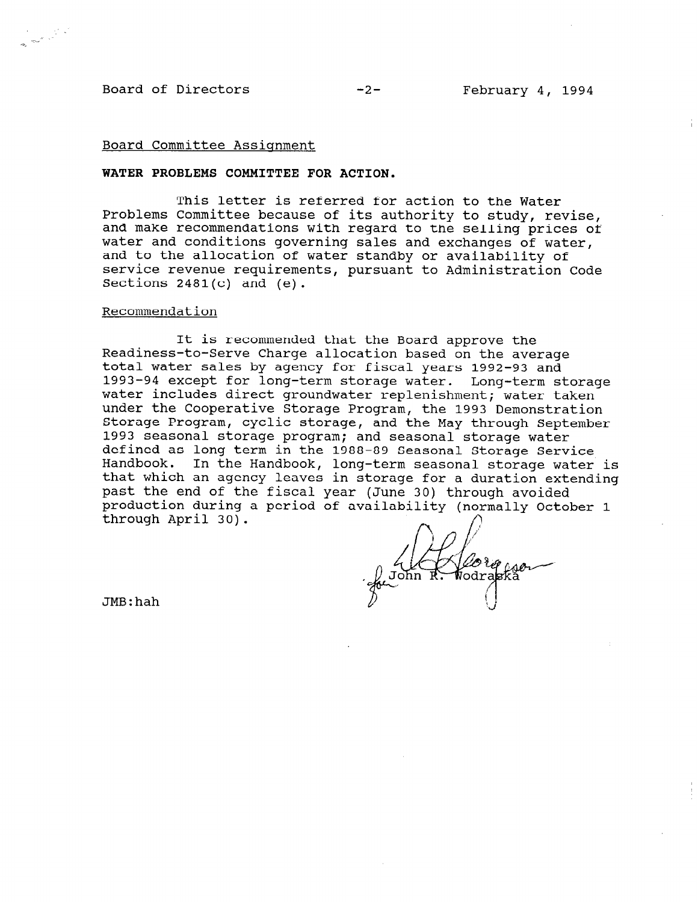Board Committee Assignment

**WATER PROBLEMS COMMITTEE FOR ACTION.**

This letter is referred for action to the Water Problems Committee because of its authority to study, revise, and make recommendations with regard to the selling prices of water and conditions governing sales and exchanges of water, and to the allocation of water standby or availability of service revenue requirements, pursuant to Administration Code Sections 2481(c) and (e).

Recommendation

It is recommended that the Board approve the Readiness-to-Serve Charge allocation based on the average total water sales by agency for fiscal years 1992-93 and 1993-94 except for long-term storage water. Long-term storage water includes direct groundwater replenishment; water taken under the Cooperative Storage Program, the 1993 Demonstration Storage Program, cyclic storage, and the May through September 1993 seasonal storage program; and seasonal storage water defined as long term in the 1988-89 Seasonal Storage Service Handbook. In the Handbook, long-term seasonal storage water is that which an agency leaves in storage for a duration extending past the end of the fiscal year (June 30) through avoided production during a period of availability (normally October 1 through April 30).

for John R. Wodraska

JMB:hah